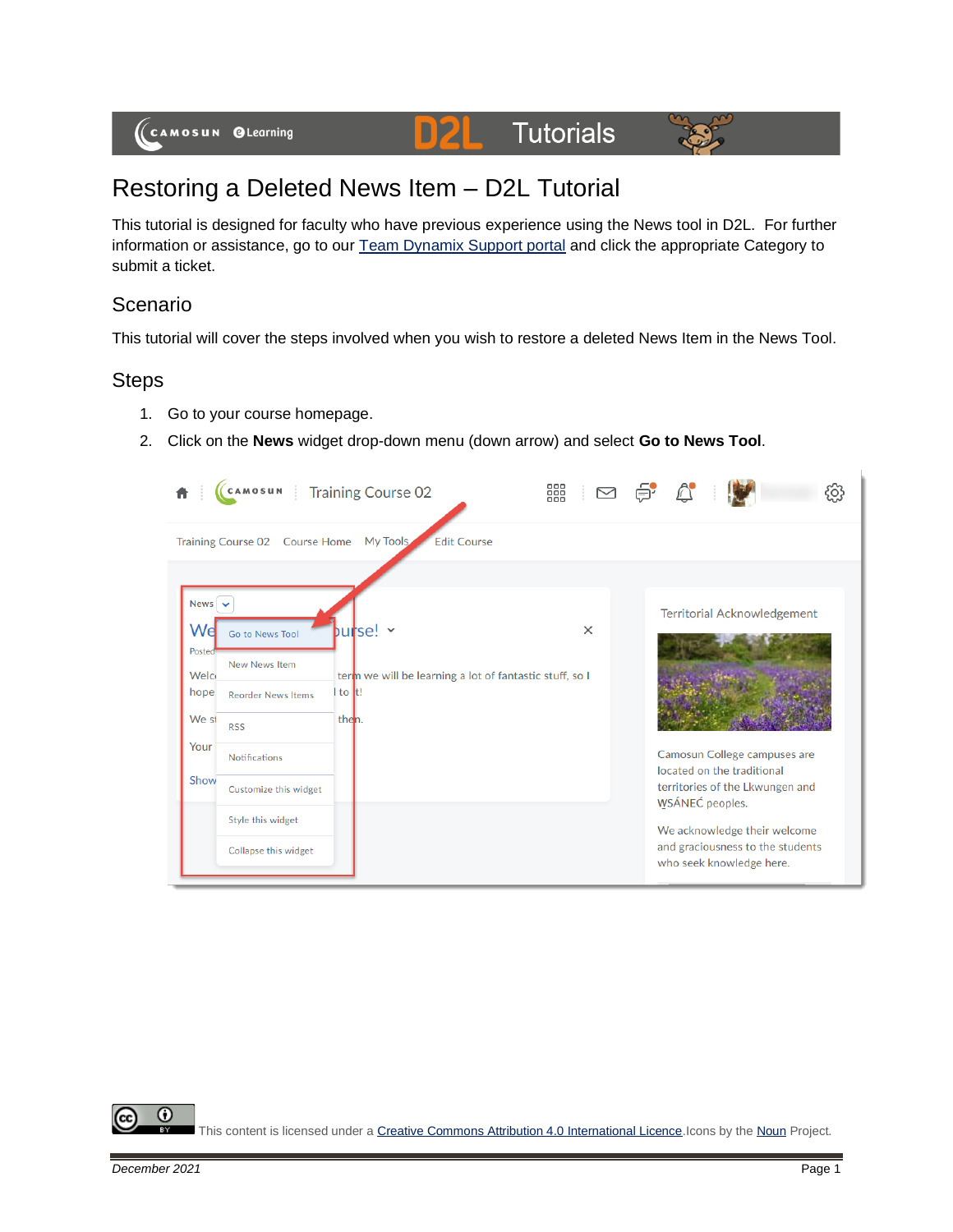# Restoring a Deleted News Item – D2L Tutorial

This tutorial is designed for faculty who have previous experience using the News tool in D2L. For further information or assistance, go to our [Team Dynamix Support portal]() and click the appropriate Category to submit a ticket.

## Scenario

This tutorial will cover the steps involved when you wish to restore a deleted News Item in the News Tool.

## Steps

1. Go to your course homepage.
2. Click on the **News** widget drop-down menu (down arrow) and select **Go to News Tool**.

This content is licensed under a [Creative Commons Attribution 4.0 International Licence](). Icons by the [Noun]() Project.

*December 2021*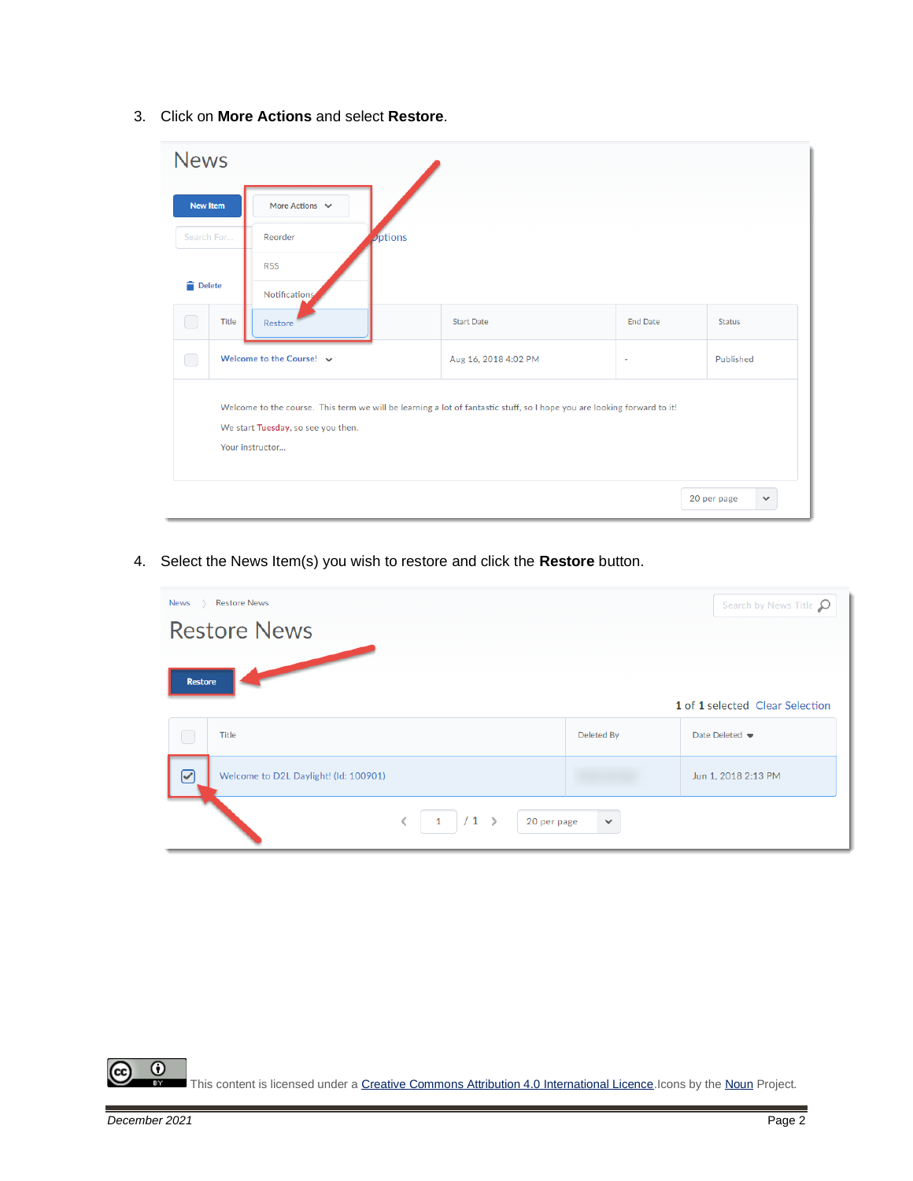3. Click on **More Actions** and select **Restore**.

4. Select the News Item(s) you wish to restore and click the **Restore** button.

This content is licensed under a Creative Commons Attribution 4.0 International Licence. Icons by the Noun Project.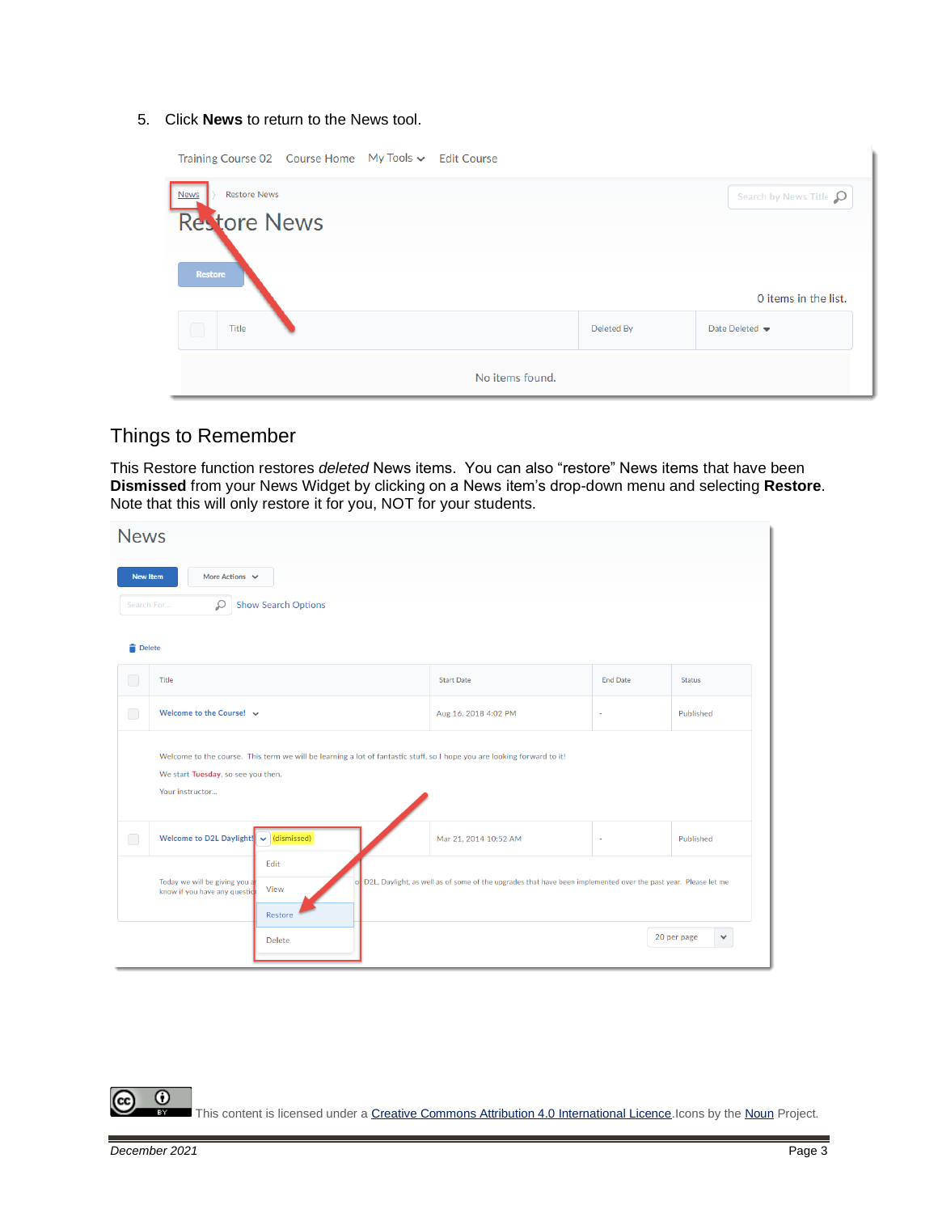5. Click **News** to return to the News tool.

## Things to Remember

This Restore function restores *deleted* News items. You can also "restore" News items that have been **Dismissed** from your News Widget by clicking on a News item's drop-down menu and selecting **Restore**. Note that this will only restore it for you, NOT for your students.

This content is licensed under a Creative Commons Attribution 4.0 International Licence. Icons by the Noun Project.

December 2021